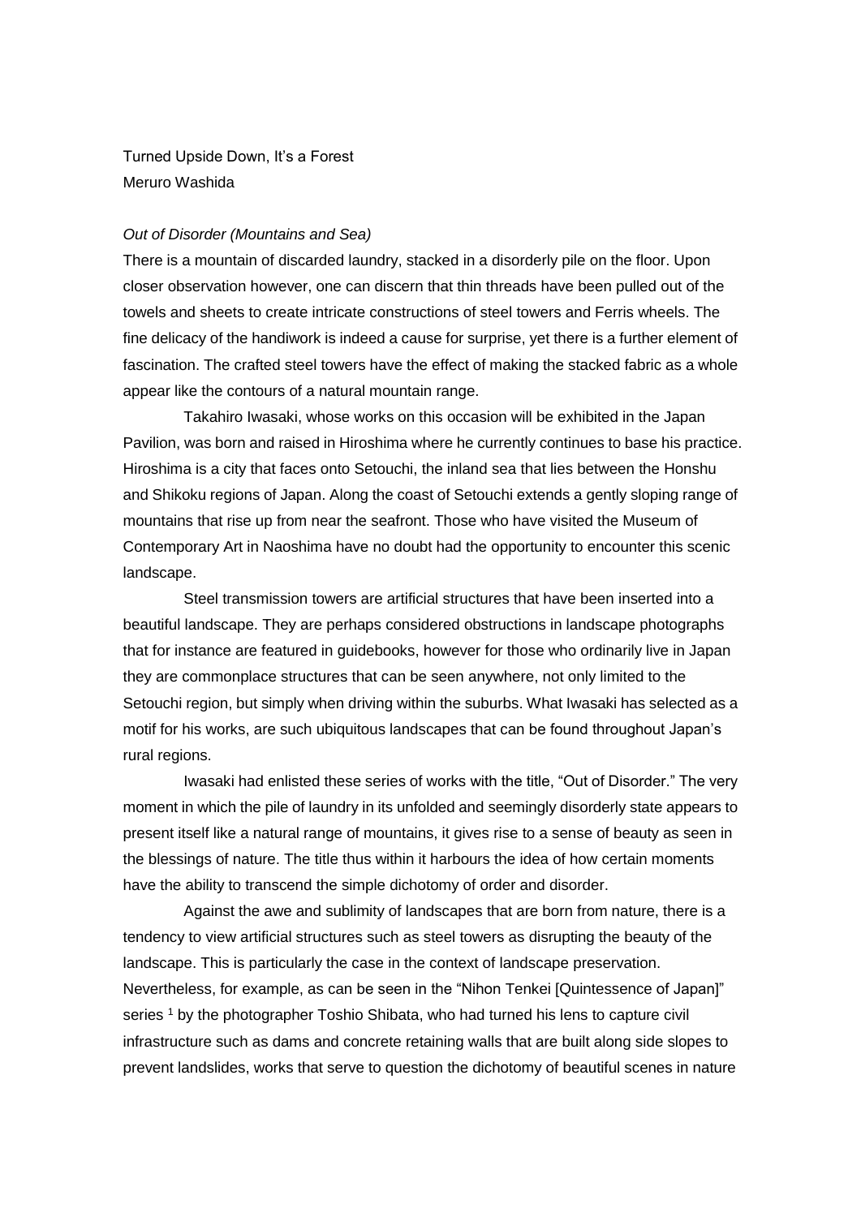# Turned Upside Down, It's a Forest

Meruro Washida

### *Out of Disorder (Mountains and Sea)*

There is a mountain of discarded laundry, stacked in a disorderly pile on the floor. Upon closer observation however, one can discern that thin threads have been pulled out of the towels and sheets to create intricate constructions of steel towers and Ferris wheels. The fine delicacy of the handiwork is indeed a cause for surprise, yet there is a further element of fascination. The crafted steel towers have the effect of making the stacked fabric as a whole appear like the contours of a natural mountain range.

Takahiro Iwasaki, whose works on this occasion will be exhibited in the Japan Pavilion, was born and raised in Hiroshima where he currently continues to base his practice. Hiroshima is a city that faces onto Setouchi, the inland sea that lies between the Honshu and Shikoku regions of Japan. Along the coast of Setouchi extends a gently sloping range of mountains that rise up from near the seafront. Those who have visited the Museum of Contemporary Art in Naoshima have no doubt had the opportunity to encounter this scenic landscape.

Steel transmission towers are artificial structures that have been inserted into a beautiful landscape. They are perhaps considered obstructions in landscape photographs that for instance are featured in guidebooks, however for those who ordinarily live in Japan they are commonplace structures that can be seen anywhere, not only limited to the Setouchi region, but simply when driving within the suburbs. What Iwasaki has selected as a motif for his works, are such ubiquitous landscapes that can be found throughout Japan's rural regions.

Iwasaki had enlisted these series of works with the title, "Out of Disorder." The very moment in which the pile of laundry in its unfolded and seemingly disorderly state appears to present itself like a natural range of mountains, it gives rise to a sense of beauty as seen in the blessings of nature. The title thus within it harbours the idea of how certain moments have the ability to transcend the simple dichotomy of order and disorder.

Against the awe and sublimity of landscapes that are born from nature, there is a tendency to view artificial structures such as steel towers as disrupting the beauty of the landscape. This is particularly the case in the context of landscape preservation. Nevertheless, for example, as can be seen in the "Nihon Tenkei [Quintessence of Japan]" series [1] by the photographer Toshio Shibata, who had turned his lens to capture civil infrastructure such as dams and concrete retaining walls that are built along side slopes to prevent landslides, works that serve to question the dichotomy of beautiful scenes in nature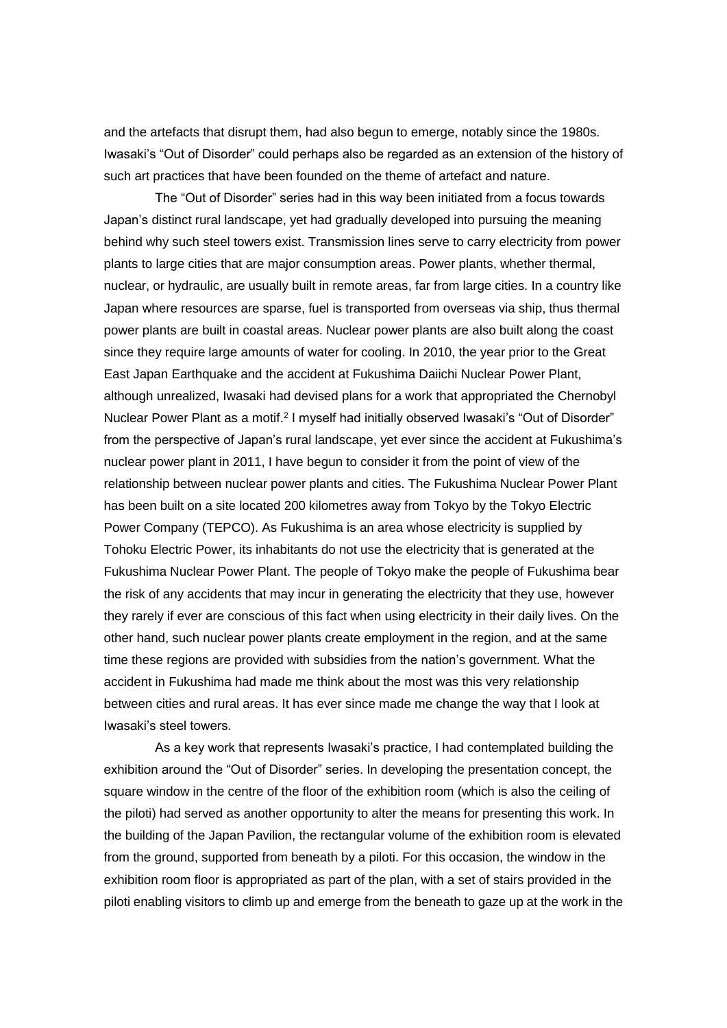and the artefacts that disrupt them, had also begun to emerge, notably since the 1980s. Iwasaki's "Out of Disorder" could perhaps also be regarded as an extension of the history of such art practices that have been founded on the theme of artefact and nature.

The "Out of Disorder" series had in this way been initiated from a focus towards Japan's distinct rural landscape, yet had gradually developed into pursuing the meaning behind why such steel towers exist. Transmission lines serve to carry electricity from power plants to large cities that are major consumption areas. Power plants, whether thermal, nuclear, or hydraulic, are usually built in remote areas, far from large cities. In a country like Japan where resources are sparse, fuel is transported from overseas via ship, thus thermal power plants are built in coastal areas. Nuclear power plants are also built along the coast since they require large amounts of water for cooling. In 2010, the year prior to the Great East Japan Earthquake and the accident at Fukushima Daiichi Nuclear Power Plant, although unrealized, Iwasaki had devised plans for a work that appropriated the Chernobyl Nuclear Power Plant as a motif.[2] I myself had initially observed Iwasaki's "Out of Disorder" from the perspective of Japan's rural landscape, yet ever since the accident at Fukushima's nuclear power plant in 2011, I have begun to consider it from the point of view of the relationship between nuclear power plants and cities. The Fukushima Nuclear Power Plant has been built on a site located 200 kilometres away from Tokyo by the Tokyo Electric Power Company (TEPCO). As Fukushima is an area whose electricity is supplied by Tohoku Electric Power, its inhabitants do not use the electricity that is generated at the Fukushima Nuclear Power Plant. The people of Tokyo make the people of Fukushima bear the risk of any accidents that may incur in generating the electricity that they use, however they rarely if ever are conscious of this fact when using electricity in their daily lives. On the other hand, such nuclear power plants create employment in the region, and at the same time these regions are provided with subsidies from the nation's government. What the accident in Fukushima had made me think about the most was this very relationship between cities and rural areas. It has ever since made me change the way that I look at Iwasaki's steel towers.

As a key work that represents Iwasaki's practice, I had contemplated building the exhibition around the "Out of Disorder" series. In developing the presentation concept, the square window in the centre of the floor of the exhibition room (which is also the ceiling of the piloti) had served as another opportunity to alter the means for presenting this work. In the building of the Japan Pavilion, the rectangular volume of the exhibition room is elevated from the ground, supported from beneath by a piloti. For this occasion, the window in the exhibition room floor is appropriated as part of the plan, with a set of stairs provided in the piloti enabling visitors to climb up and emerge from the beneath to gaze up at the work in the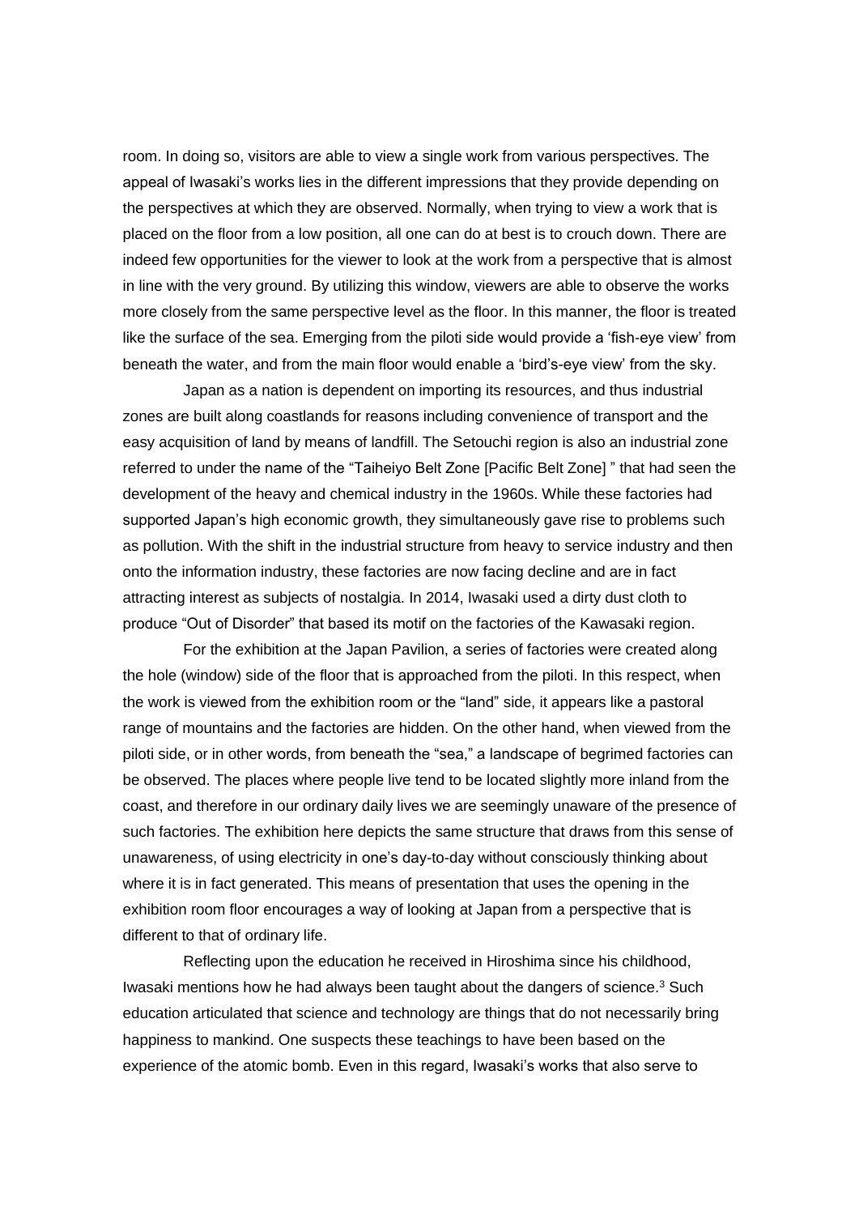room. In doing so, visitors are able to view a single work from various perspectives. The appeal of Iwasaki's works lies in the different impressions that they provide depending on the perspectives at which they are observed. Normally, when trying to view a work that is placed on the floor from a low position, all one can do at best is to crouch down. There are indeed few opportunities for the viewer to look at the work from a perspective that is almost in line with the very ground. By utilizing this window, viewers are able to observe the works more closely from the same perspective level as the floor. In this manner, the floor is treated like the surface of the sea. Emerging from the piloti side would provide a 'fish-eye view' from beneath the water, and from the main floor would enable a 'bird's-eye view' from the sky.

Japan as a nation is dependent on importing its resources, and thus industrial zones are built along coastlands for reasons including convenience of transport and the easy acquisition of land by means of landfill. The Setouchi region is also an industrial zone referred to under the name of the "Taiheiyo Belt Zone [Pacific Belt Zone] " that had seen the development of the heavy and chemical industry in the 1960s. While these factories had supported Japan's high economic growth, they simultaneously gave rise to problems such as pollution. With the shift in the industrial structure from heavy to service industry and then onto the information industry, these factories are now facing decline and are in fact attracting interest as subjects of nostalgia. In 2014, Iwasaki used a dirty dust cloth to produce "Out of Disorder" that based its motif on the factories of the Kawasaki region.

For the exhibition at the Japan Pavilion, a series of factories were created along the hole (window) side of the floor that is approached from the piloti. In this respect, when the work is viewed from the exhibition room or the "land" side, it appears like a pastoral range of mountains and the factories are hidden. On the other hand, when viewed from the piloti side, or in other words, from beneath the "sea," a landscape of begrimed factories can be observed. The places where people live tend to be located slightly more inland from the coast, and therefore in our ordinary daily lives we are seemingly unaware of the presence of such factories. The exhibition here depicts the same structure that draws from this sense of unawareness, of using electricity in one's day-to-day without consciously thinking about where it is in fact generated. This means of presentation that uses the opening in the exhibition room floor encourages a way of looking at Japan from a perspective that is different to that of ordinary life.

Reflecting upon the education he received in Hiroshima since his childhood, Iwasaki mentions how he had always been taught about the dangers of science.[3] Such education articulated that science and technology are things that do not necessarily bring happiness to mankind. One suspects these teachings to have been based on the experience of the atomic bomb. Even in this regard, Iwasaki's works that also serve to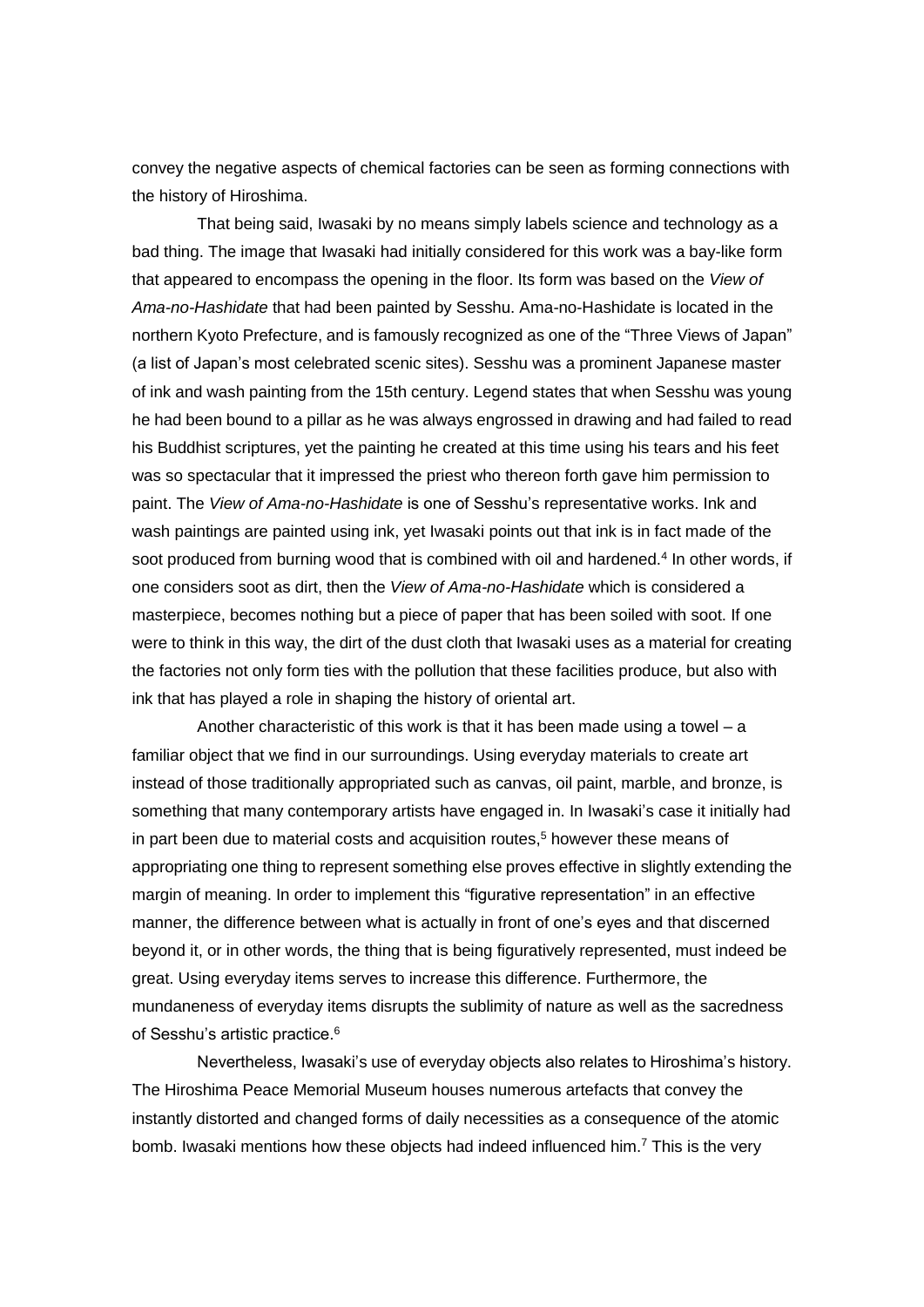convey the negative aspects of chemical factories can be seen as forming connections with the history of Hiroshima.

That being said, Iwasaki by no means simply labels science and technology as a bad thing. The image that Iwasaki had initially considered for this work was a bay-like form that appeared to encompass the opening in the floor. Its form was based on the *View of Ama-no-Hashidate* that had been painted by Sesshu. Ama-no-Hashidate is located in the northern Kyoto Prefecture, and is famously recognized as one of the "Three Views of Japan" (a list of Japan's most celebrated scenic sites). Sesshu was a prominent Japanese master of ink and wash painting from the 15th century. Legend states that when Sesshu was young he had been bound to a pillar as he was always engrossed in drawing and had failed to read his Buddhist scriptures, yet the painting he created at this time using his tears and his feet was so spectacular that it impressed the priest who thereon forth gave him permission to paint. The *View of Ama-no-Hashidate* is one of Sesshu's representative works. Ink and wash paintings are painted using ink, yet Iwasaki points out that ink is in fact made of the soot produced from burning wood that is combined with oil and hardened.[4] In other words, if one considers soot as dirt, then the *View of Ama-no-Hashidate* which is considered a masterpiece, becomes nothing but a piece of paper that has been soiled with soot. If one were to think in this way, the dirt of the dust cloth that Iwasaki uses as a material for creating the factories not only form ties with the pollution that these facilities produce, but also with ink that has played a role in shaping the history of oriental art.

Another characteristic of this work is that it has been made using a towel – a familiar object that we find in our surroundings. Using everyday materials to create art instead of those traditionally appropriated such as canvas, oil paint, marble, and bronze, is something that many contemporary artists have engaged in. In Iwasaki's case it initially had in part been due to material costs and acquisition routes,[5] however these means of appropriating one thing to represent something else proves effective in slightly extending the margin of meaning. In order to implement this "figurative representation" in an effective manner, the difference between what is actually in front of one's eyes and that discerned beyond it, or in other words, the thing that is being figuratively represented, must indeed be great. Using everyday items serves to increase this difference. Furthermore, the mundaneness of everyday items disrupts the sublimity of nature as well as the sacredness of Sesshu's artistic practice.[6]

Nevertheless, Iwasaki's use of everyday objects also relates to Hiroshima's history. The Hiroshima Peace Memorial Museum houses numerous artefacts that convey the instantly distorted and changed forms of daily necessities as a consequence of the atomic bomb. Iwasaki mentions how these objects had indeed influenced him.[7] This is the very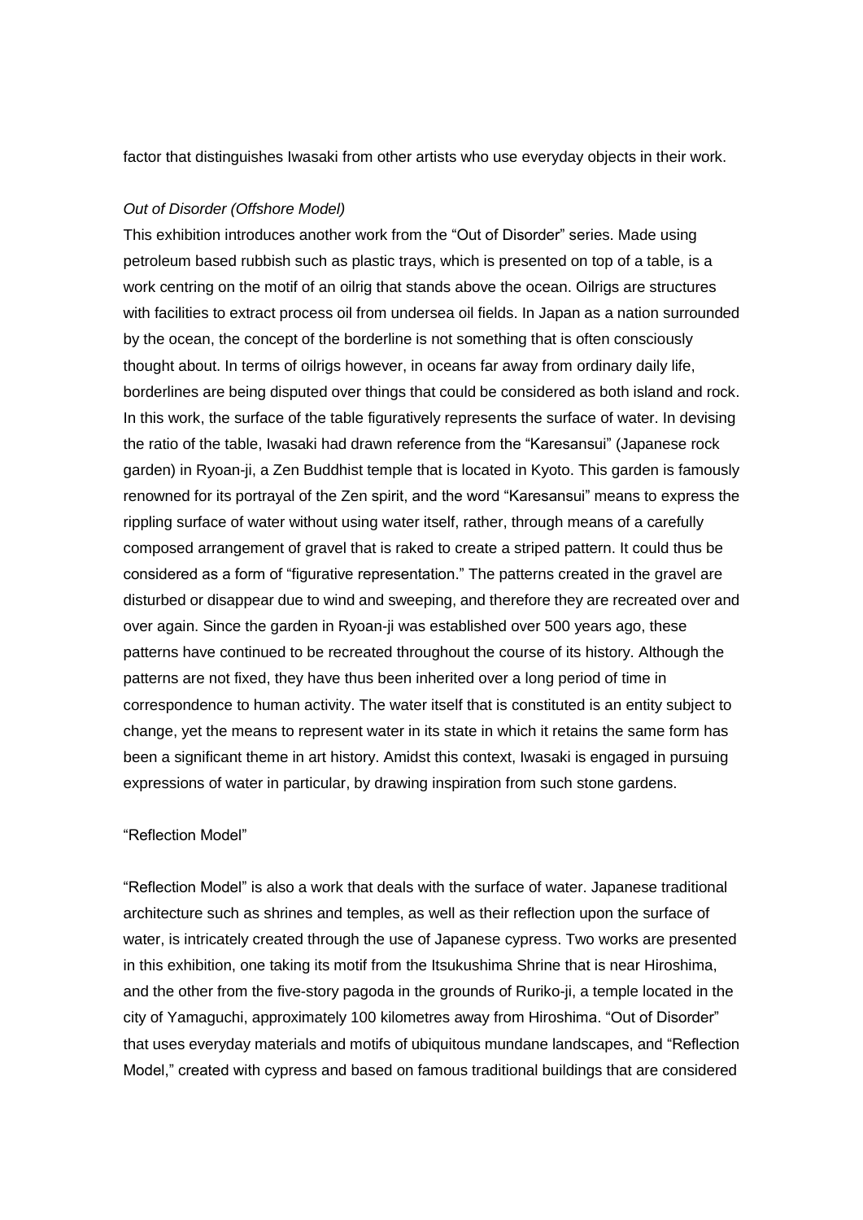factor that distinguishes Iwasaki from other artists who use everyday objects in their work.

*Out of Disorder (Offshore Model)*

This exhibition introduces another work from the "Out of Disorder" series. Made using petroleum based rubbish such as plastic trays, which is presented on top of a table, is a work centring on the motif of an oilrig that stands above the ocean. Oilrigs are structures with facilities to extract process oil from undersea oil fields. In Japan as a nation surrounded by the ocean, the concept of the borderline is not something that is often consciously thought about. In terms of oilrigs however, in oceans far away from ordinary daily life, borderlines are being disputed over things that could be considered as both island and rock. In this work, the surface of the table figuratively represents the surface of water. In devising the ratio of the table, Iwasaki had drawn reference from the "Karesansui" (Japanese rock garden) in Ryoan-ji, a Zen Buddhist temple that is located in Kyoto. This garden is famously renowned for its portrayal of the Zen spirit, and the word "Karesansui" means to express the rippling surface of water without using water itself, rather, through means of a carefully composed arrangement of gravel that is raked to create a striped pattern. It could thus be considered as a form of "figurative representation." The patterns created in the gravel are disturbed or disappear due to wind and sweeping, and therefore they are recreated over and over again. Since the garden in Ryoan-ji was established over 500 years ago, these patterns have continued to be recreated throughout the course of its history. Although the patterns are not fixed, they have thus been inherited over a long period of time in correspondence to human activity. The water itself that is constituted is an entity subject to change, yet the means to represent water in its state in which it retains the same form has been a significant theme in art history. Amidst this context, Iwasaki is engaged in pursuing expressions of water in particular, by drawing inspiration from such stone gardens.

"Reflection Model"

"Reflection Model" is also a work that deals with the surface of water. Japanese traditional architecture such as shrines and temples, as well as their reflection upon the surface of water, is intricately created through the use of Japanese cypress. Two works are presented in this exhibition, one taking its motif from the Itsukushima Shrine that is near Hiroshima, and the other from the five-story pagoda in the grounds of Ruriko-ji, a temple located in the city of Yamaguchi, approximately 100 kilometres away from Hiroshima. "Out of Disorder" that uses everyday materials and motifs of ubiquitous mundane landscapes, and "Reflection Model," created with cypress and based on famous traditional buildings that are considered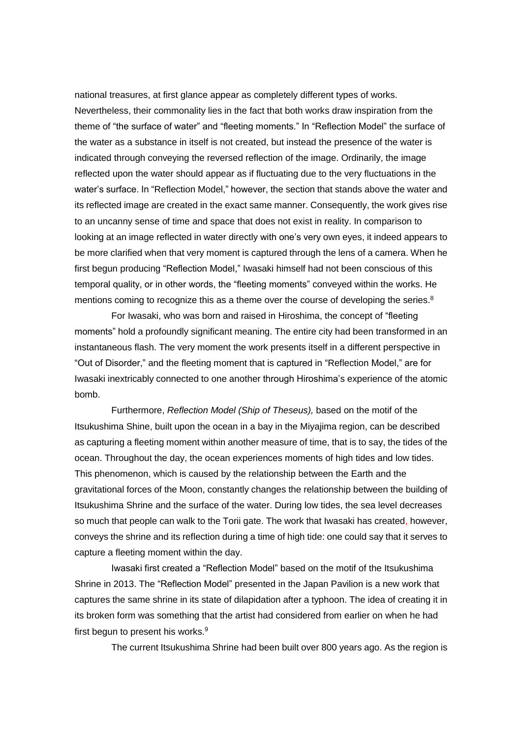national treasures, at first glance appear as completely different types of works. Nevertheless, their commonality lies in the fact that both works draw inspiration from the theme of "the surface of water" and "fleeting moments." In "Reflection Model" the surface of the water as a substance in itself is not created, but instead the presence of the water is indicated through conveying the reversed reflection of the image. Ordinarily, the image reflected upon the water should appear as if fluctuating due to the very fluctuations in the water's surface. In "Reflection Model," however, the section that stands above the water and its reflected image are created in the exact same manner. Consequently, the work gives rise to an uncanny sense of time and space that does not exist in reality. In comparison to looking at an image reflected in water directly with one's very own eyes, it indeed appears to be more clarified when that very moment is captured through the lens of a camera. When he first begun producing "Reflection Model," Iwasaki himself had not been conscious of this temporal quality, or in other words, the "fleeting moments" conveyed within the works. He mentions coming to recognize this as a theme over the course of developing the series.[8]

For Iwasaki, who was born and raised in Hiroshima, the concept of "fleeting moments" hold a profoundly significant meaning. The entire city had been transformed in an instantaneous flash. The very moment the work presents itself in a different perspective in "Out of Disorder," and the fleeting moment that is captured in "Reflection Model," are for Iwasaki inextricably connected to one another through Hiroshima's experience of the atomic bomb.

Furthermore, *Reflection Model (Ship of Theseus),* based on the motif of the Itsukushima Shine, built upon the ocean in a bay in the Miyajima region, can be described as capturing a fleeting moment within another measure of time, that is to say, the tides of the ocean. Throughout the day, the ocean experiences moments of high tides and low tides. This phenomenon, which is caused by the relationship between the Earth and the gravitational forces of the Moon, constantly changes the relationship between the building of Itsukushima Shrine and the surface of the water. During low tides, the sea level decreases so much that people can walk to the Torii gate. The work that Iwasaki has created, however, conveys the shrine and its reflection during a time of high tide: one could say that it serves to capture a fleeting moment within the day.

Iwasaki first created a "Reflection Model" based on the motif of the Itsukushima Shrine in 2013. The "Reflection Model" presented in the Japan Pavilion is a new work that captures the same shrine in its state of dilapidation after a typhoon. The idea of creating it in its broken form was something that the artist had considered from earlier on when he had first begun to present his works.[9]

The current Itsukushima Shrine had been built over 800 years ago. As the region is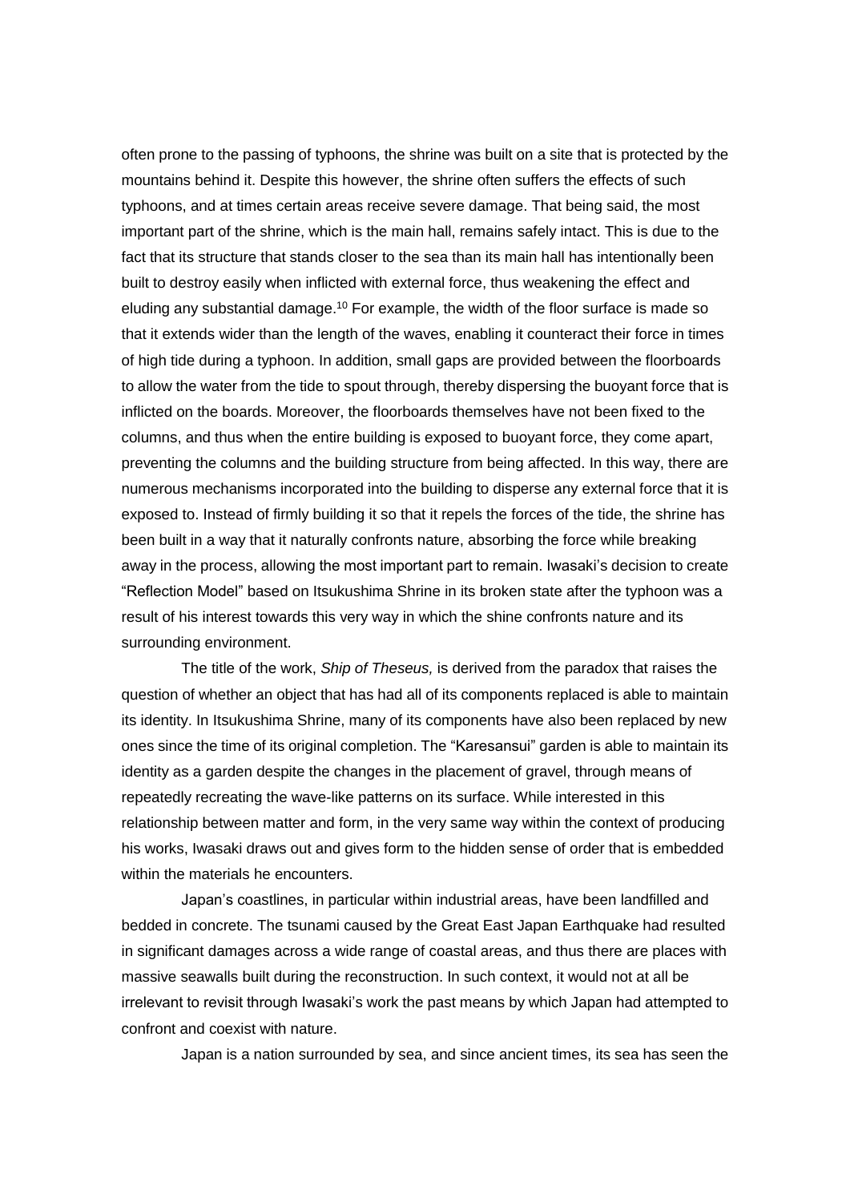often prone to the passing of typhoons, the shrine was built on a site that is protected by the mountains behind it. Despite this however, the shrine often suffers the effects of such typhoons, and at times certain areas receive severe damage. That being said, the most important part of the shrine, which is the main hall, remains safely intact. This is due to the fact that its structure that stands closer to the sea than its main hall has intentionally been built to destroy easily when inflicted with external force, thus weakening the effect and eluding any substantial damage.[10] For example, the width of the floor surface is made so that it extends wider than the length of the waves, enabling it counteract their force in times of high tide during a typhoon. In addition, small gaps are provided between the floorboards to allow the water from the tide to spout through, thereby dispersing the buoyant force that is inflicted on the boards. Moreover, the floorboards themselves have not been fixed to the columns, and thus when the entire building is exposed to buoyant force, they come apart, preventing the columns and the building structure from being affected. In this way, there are numerous mechanisms incorporated into the building to disperse any external force that it is exposed to. Instead of firmly building it so that it repels the forces of the tide, the shrine has been built in a way that it naturally confronts nature, absorbing the force while breaking away in the process, allowing the most important part to remain. Iwasaki's decision to create "Reflection Model" based on Itsukushima Shrine in its broken state after the typhoon was a result of his interest towards this very way in which the shine confronts nature and its surrounding environment.

The title of the work, *Ship of Theseus,* is derived from the paradox that raises the question of whether an object that has had all of its components replaced is able to maintain its identity. In Itsukushima Shrine, many of its components have also been replaced by new ones since the time of its original completion. The "Karesansui" garden is able to maintain its identity as a garden despite the changes in the placement of gravel, through means of repeatedly recreating the wave-like patterns on its surface. While interested in this relationship between matter and form, in the very same way within the context of producing his works, Iwasaki draws out and gives form to the hidden sense of order that is embedded within the materials he encounters.

Japan's coastlines, in particular within industrial areas, have been landfilled and bedded in concrete. The tsunami caused by the Great East Japan Earthquake had resulted in significant damages across a wide range of coastal areas, and thus there are places with massive seawalls built during the reconstruction. In such context, it would not at all be irrelevant to revisit through Iwasaki's work the past means by which Japan had attempted to confront and coexist with nature.

Japan is a nation surrounded by sea, and since ancient times, its sea has seen the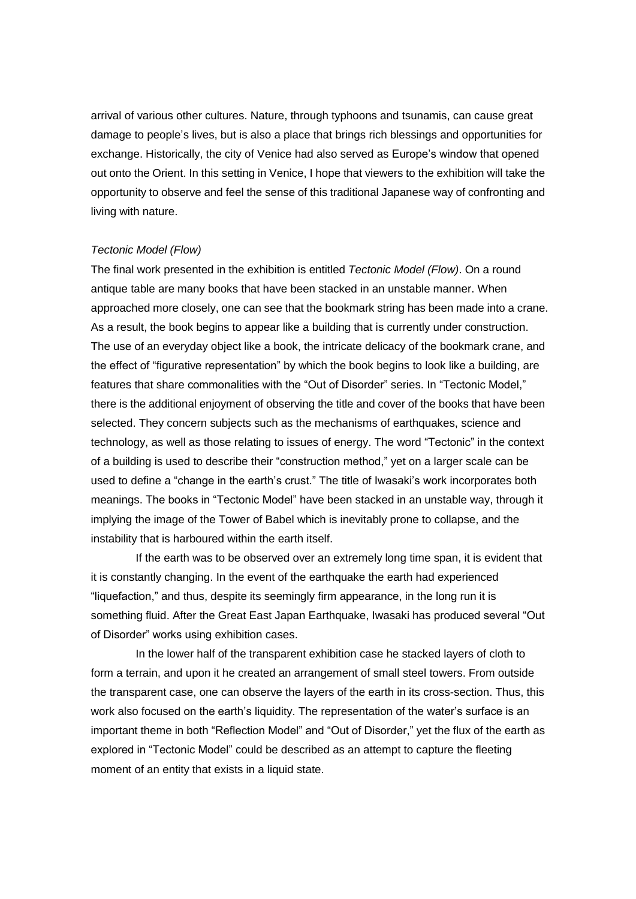arrival of various other cultures. Nature, through typhoons and tsunamis, can cause great damage to people's lives, but is also a place that brings rich blessings and opportunities for exchange. Historically, the city of Venice had also served as Europe's window that opened out onto the Orient. In this setting in Venice, I hope that viewers to the exhibition will take the opportunity to observe and feel the sense of this traditional Japanese way of confronting and living with nature.

*Tectonic Model (Flow)*

The final work presented in the exhibition is entitled *Tectonic Model (Flow)*. On a round antique table are many books that have been stacked in an unstable manner. When approached more closely, one can see that the bookmark string has been made into a crane. As a result, the book begins to appear like a building that is currently under construction. The use of an everyday object like a book, the intricate delicacy of the bookmark crane, and the effect of "figurative representation" by which the book begins to look like a building, are features that share commonalities with the "Out of Disorder" series. In "Tectonic Model," there is the additional enjoyment of observing the title and cover of the books that have been selected. They concern subjects such as the mechanisms of earthquakes, science and technology, as well as those relating to issues of energy. The word "Tectonic" in the context of a building is used to describe their "construction method," yet on a larger scale can be used to define a "change in the earth's crust." The title of Iwasaki's work incorporates both meanings. The books in "Tectonic Model" have been stacked in an unstable way, through it implying the image of the Tower of Babel which is inevitably prone to collapse, and the instability that is harboured within the earth itself.

If the earth was to be observed over an extremely long time span, it is evident that it is constantly changing. In the event of the earthquake the earth had experienced "liquefaction," and thus, despite its seemingly firm appearance, in the long run it is something fluid. After the Great East Japan Earthquake, Iwasaki has produced several "Out of Disorder" works using exhibition cases.

In the lower half of the transparent exhibition case he stacked layers of cloth to form a terrain, and upon it he created an arrangement of small steel towers. From outside the transparent case, one can observe the layers of the earth in its cross-section. Thus, this work also focused on the earth's liquidity. The representation of the water's surface is an important theme in both "Reflection Model" and "Out of Disorder," yet the flux of the earth as explored in "Tectonic Model" could be described as an attempt to capture the fleeting moment of an entity that exists in a liquid state.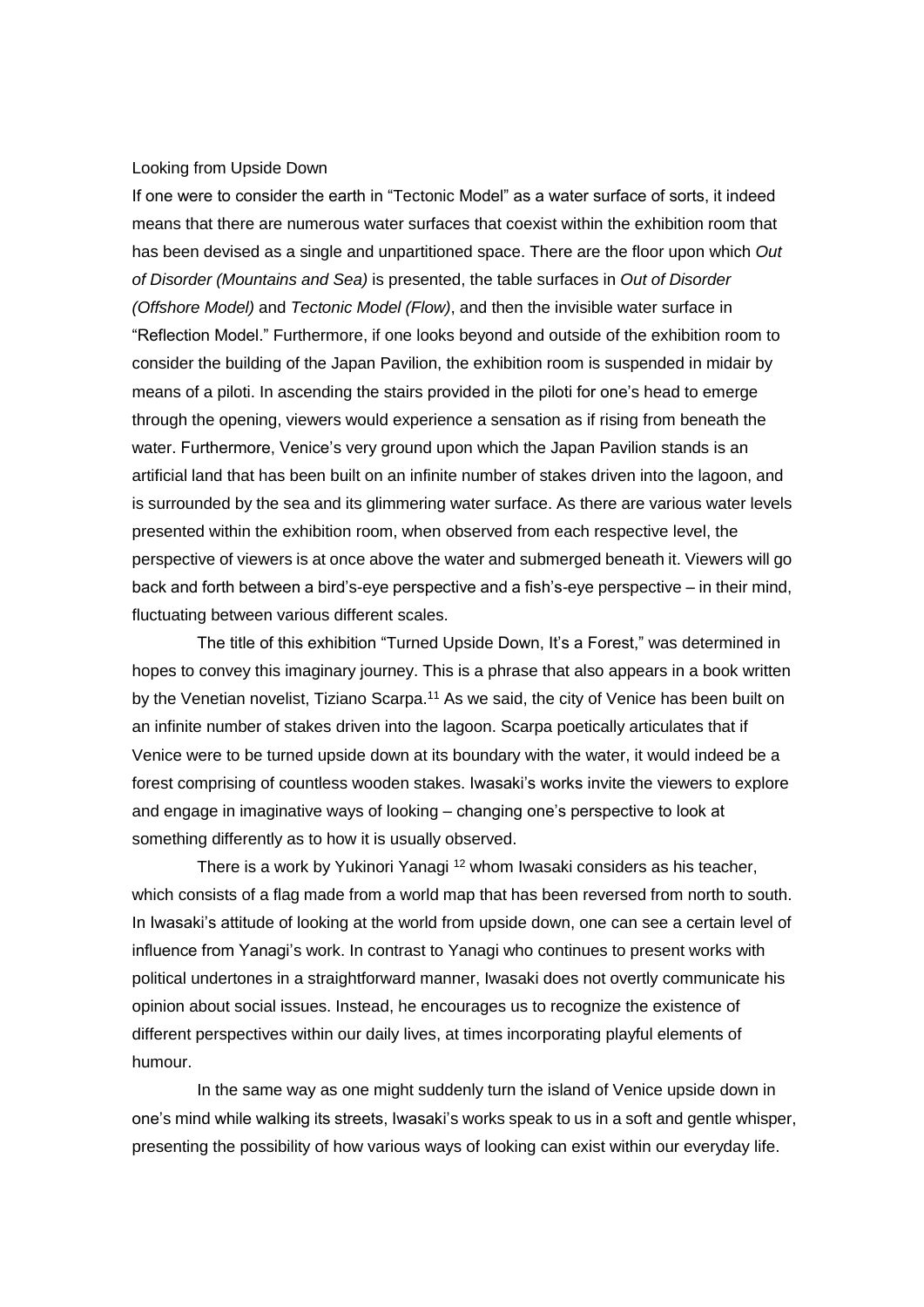## Looking from Upside Down

If one were to consider the earth in “Tectonic Model” as a water surface of sorts, it indeed means that there are numerous water surfaces that coexist within the exhibition room that has been devised as a single and unpartitioned space. There are the floor upon which *Out of Disorder (Mountains and Sea)* is presented, the table surfaces in *Out of Disorder (Offshore Model)* and *Tectonic Model (Flow)*, and then the invisible water surface in “Reflection Model.” Furthermore, if one looks beyond and outside of the exhibition room to consider the building of the Japan Pavilion, the exhibition room is suspended in midair by means of a piloti. In ascending the stairs provided in the piloti for one’s head to emerge through the opening, viewers would experience a sensation as if rising from beneath the water. Furthermore, Venice’s very ground upon which the Japan Pavilion stands is an artificial land that has been built on an infinite number of stakes driven into the lagoon, and is surrounded by the sea and its glimmering water surface. As there are various water levels presented within the exhibition room, when observed from each respective level, the perspective of viewers is at once above the water and submerged beneath it. Viewers will go back and forth between a bird’s-eye perspective and a fish’s-eye perspective – in their mind, fluctuating between various different scales.

The title of this exhibition “Turned Upside Down, It’s a Forest,” was determined in hopes to convey this imaginary journey. This is a phrase that also appears in a book written by the Venetian novelist, Tiziano Scarpa.[11] As we said, the city of Venice has been built on an infinite number of stakes driven into the lagoon. Scarpa poetically articulates that if Venice were to be turned upside down at its boundary with the water, it would indeed be a forest comprising of countless wooden stakes. Iwasaki’s works invite the viewers to explore and engage in imaginative ways of looking – changing one’s perspective to look at something differently as to how it is usually observed.

There is a work by Yukinori Yanagi [12] whom Iwasaki considers as his teacher, which consists of a flag made from a world map that has been reversed from north to south. In Iwasaki’s attitude of looking at the world from upside down, one can see a certain level of influence from Yanagi’s work. In contrast to Yanagi who continues to present works with political undertones in a straightforward manner, Iwasaki does not overtly communicate his opinion about social issues. Instead, he encourages us to recognize the existence of different perspectives within our daily lives, at times incorporating playful elements of humour.

In the same way as one might suddenly turn the island of Venice upside down in one’s mind while walking its streets, Iwasaki’s works speak to us in a soft and gentle whisper, presenting the possibility of how various ways of looking can exist within our everyday life.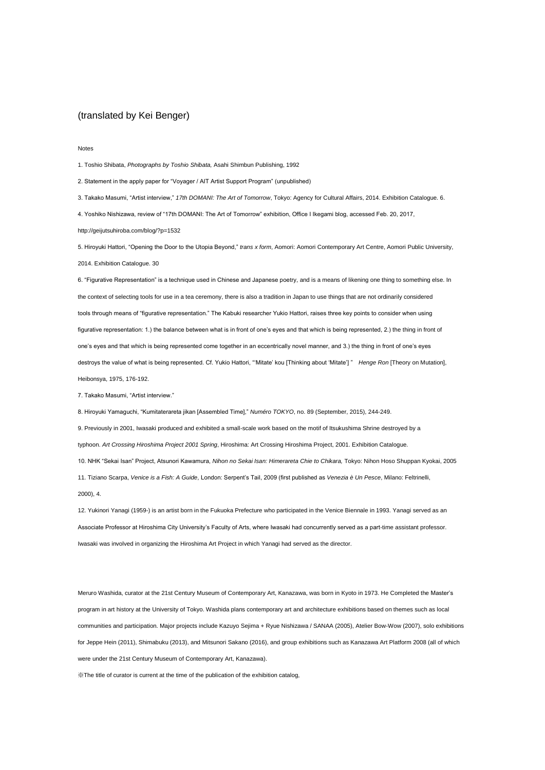(translated by Kei Benger)

Notes

1. Toshio Shibata, *Photographs by Toshio Shibata,* Asahi Shimbun Publishing, 1992

2. Statement in the apply paper for "Voyager / AIT Artist Support Program" (unpublished)

3. Takako Masumi, "Artist interview," *17th DOMANI: The Art of Tomorrow*, Tokyo: Agency for Cultural Affairs, 2014. Exhibition Catalogue. 6.

4. Yoshiko Nishizawa, review of "17th DOMANI: The Art of Tomorrow" exhibition, Office I Ikegami blog, accessed Feb. 20, 2017, http://geijutsuhiroba.com/blog/?p=1532

5. Hiroyuki Hattori, "Opening the Door to the Utopia Beyond," *trans x form*, Aomori: Aomori Contemporary Art Centre, Aomori Public University, 2014. Exhibition Catalogue. 30

6. "Figurative Representation" is a technique used in Chinese and Japanese poetry, and is a means of likening one thing to something else. In the context of selecting tools for use in a tea ceremony, there is also a tradition in Japan to use things that are not ordinarily considered tools through means of "figurative representation." The Kabuki researcher Yukio Hattori, raises three key points to consider when using figurative representation: 1.) the balance between what is in front of one's eyes and that which is being represented, 2.) the thing in front of one's eyes and that which is being represented come together in an eccentrically novel manner, and 3.) the thing in front of one's eyes destroys the value of what is being represented. Cf. Yukio Hattori, "'Mitate' kou [Thinking about 'Mitate'] " *Henge Ron* [Theory on Mutation], Heibonsya, 1975, 176-192.

7. Takako Masumi, "Artist interview."

8. Hiroyuki Yamaguchi, "Kumitaterareta jikan [Assembled Time]," *Numéro TOKYO*, no. 89 (September, 2015), 244-249.

9. Previously in 2001, Iwasaki produced and exhibited a small-scale work based on the motif of Itsukushima Shrine destroyed by a typhoon. *Art Crossing Hiroshima Project 2001 Spring*, Hiroshima: Art Crossing Hiroshima Project, 2001. Exhibition Catalogue.

10. NHK "Sekai Isan" Project, Atsunori Kawamura, *Nihon no Sekai Isan: Himerareta Chie to Chikara,* Tokyo: Nihon Hoso Shuppan Kyokai, 2005

11. Tiziano Scarpa, *Venice is a Fish: A Guide*, London: Serpent's Tail, 2009 (first published as *Venezia è Un Pesce*, Milano: Feltrinelli, 2000), 4.

12. Yukinori Yanagi (1959-) is an artist born in the Fukuoka Prefecture who participated in the Venice Biennale in 1993. Yanagi served as an Associate Professor at Hiroshima City University's Faculty of Arts, where Iwasaki had concurrently served as a part-time assistant professor. Iwasaki was involved in organizing the Hiroshima Art Project in which Yanagi had served as the director.

Meruro Washida, curator at the 21st Century Museum of Contemporary Art, Kanazawa, was born in Kyoto in 1973. He Completed the Master's program in art history at the University of Tokyo. Washida plans contemporary art and architecture exhibitions based on themes such as local communities and participation. Major projects include Kazuyo Sejima + Ryue Nishizawa / SANAA (2005), Atelier Bow-Wow (2007), solo exhibitions for Jeppe Hein (2011), Shimabuku (2013), and Mitsunori Sakano (2016), and group exhibitions such as Kanazawa Art Platform 2008 (all of which were under the 21st Century Museum of Contemporary Art, Kanazawa).

※The title of curator is current at the time of the publication of the exhibition catalog,